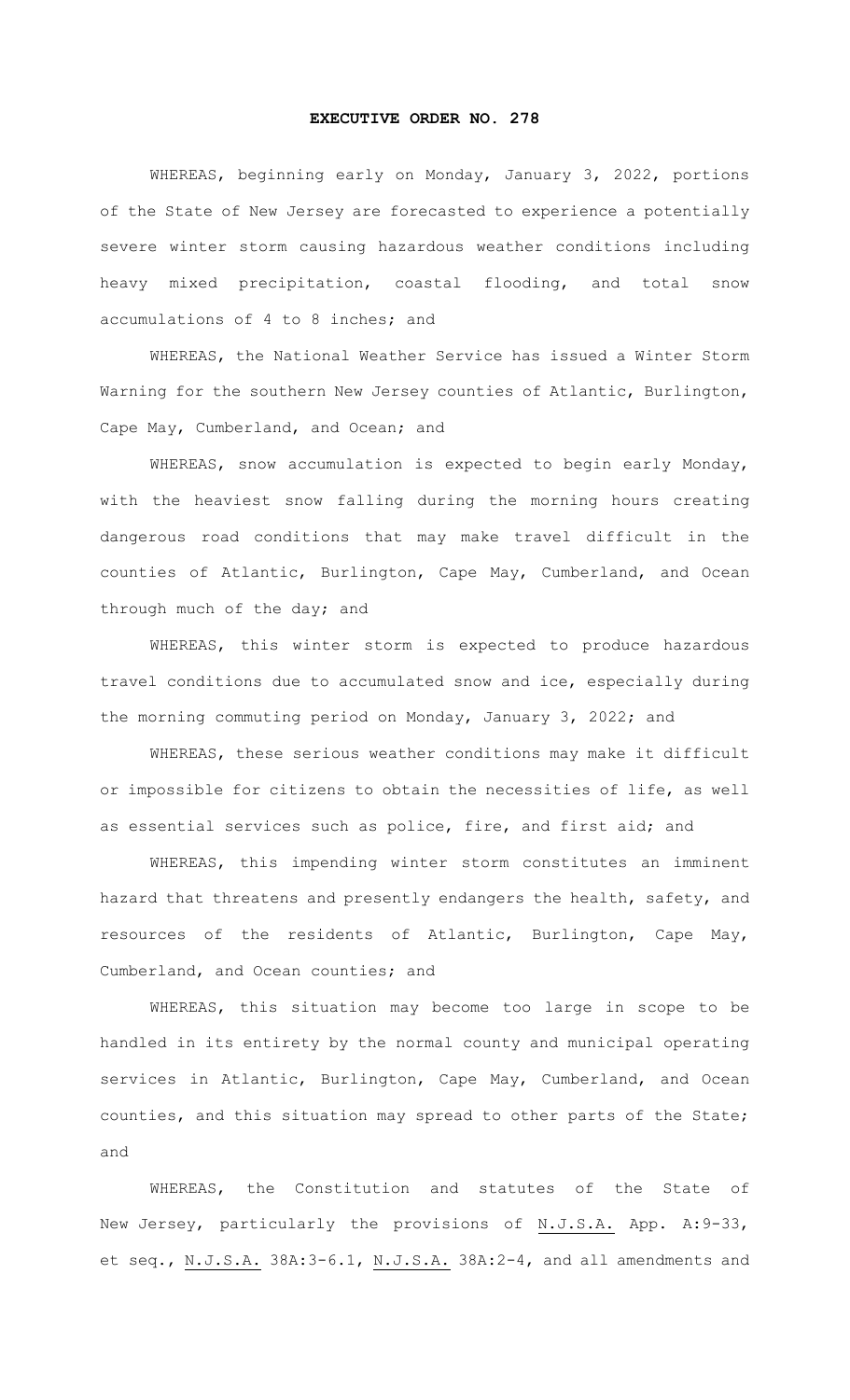# EXECUTIVE ORDER NO. 278

WHEREAS, beginning early on Monday, January 3, 2022, portions of the State of New Jersey are forecasted to experience a potentially severe winter storm causing hazardous weather conditions including heavy mixed precipitation, coastal flooding, and total snow accumulations of 4 to 8 inches; and

WHEREAS, the National Weather Service has issued a Winter Storm Warning for the southern New Jersey counties of Atlantic, Burlington, Cape May, Cumberland, and Ocean; and

WHEREAS, snow accumulation is expected to begin early Monday, with the heaviest snow falling during the morning hours creating dangerous road conditions that may make travel difficult in the counties of Atlantic, Burlington, Cape May, Cumberland, and Ocean through much of the day; and

WHEREAS, this winter storm is expected to produce hazardous travel conditions due to accumulated snow and ice, especially during the morning commuting period on Monday, January 3, 2022; and

WHEREAS, these serious weather conditions may make it difficult or impossible for citizens to obtain the necessities of life, as well as essential services such as police, fire, and first aid; and

WHEREAS, this impending winter storm constitutes an imminent hazard that threatens and presently endangers the health, safety, and resources of the residents of Atlantic, Burlington, Cape May, Cumberland, and Ocean counties; and

WHEREAS, this situation may become too large in scope to be handled in its entirety by the normal county and municipal operating services in Atlantic, Burlington, Cape May, Cumberland, and Ocean counties, and this situation may spread to other parts of the State; and

WHEREAS, the Constitution and statutes of the State of New Jersey, particularly the provisions of N.J.S.A. App. A:9-33, et seq., N.J.S.A. 38A:3-6.1, N.J.S.A. 38A:2-4, and all amendments and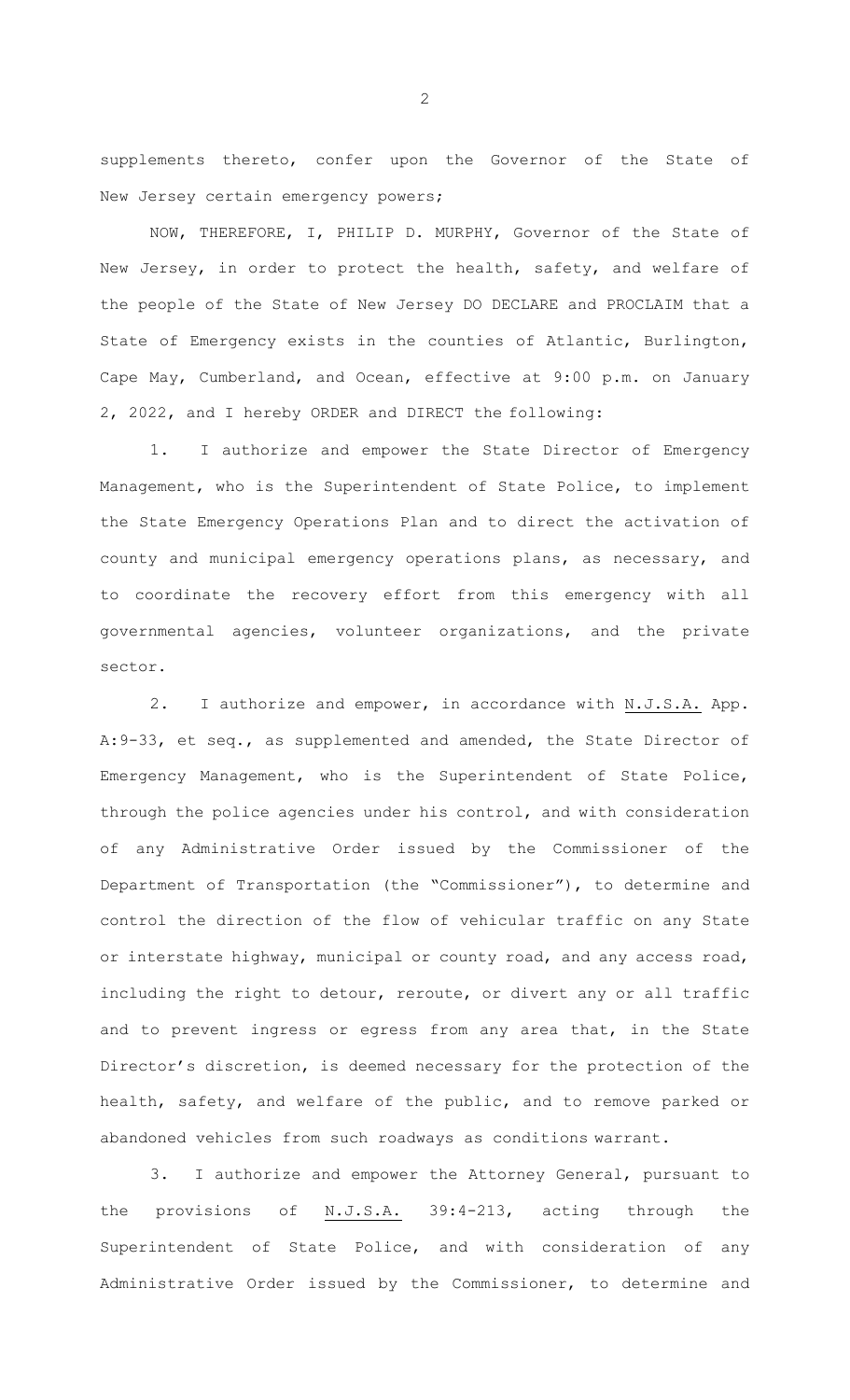supplements thereto, confer upon the Governor of the State of New Jersey certain emergency powers;

NOW, THEREFORE, I, PHILIP D. MURPHY, Governor of the State of New Jersey, in order to protect the health, safety, and welfare of the people of the State of New Jersey DO DECLARE and PROCLAIM that a State of Emergency exists in the counties of Atlantic, Burlington, Cape May, Cumberland, and Ocean, effective at 9:00 p.m. on January 2, 2022, and I hereby ORDER and DIRECT the following:

1. I authorize and empower the State Director of Emergency Management, who is the Superintendent of State Police, to implement the State Emergency Operations Plan and to direct the activation of county and municipal emergency operations plans, as necessary, and to coordinate the recovery effort from this emergency with all governmental agencies, volunteer organizations, and the private sector.

2. I authorize and empower, in accordance with N.J.S.A. App. A:9-33, et seq., as supplemented and amended, the State Director of Emergency Management, who is the Superintendent of State Police, through the police agencies under his control, and with consideration of any Administrative Order issued by the Commissioner of the Department of Transportation (the "Commissioner"), to determine and control the direction of the flow of vehicular traffic on any State or interstate highway, municipal or county road, and any access road, including the right to detour, reroute, or divert any or all traffic and to prevent ingress or egress from any area that, in the State Director's discretion, is deemed necessary for the protection of the health, safety, and welfare of the public, and to remove parked or abandoned vehicles from such roadways as conditions warrant.

3. I authorize and empower the Attorney General, pursuant to the provisions of N.J.S.A. 39:4-213, acting through the Superintendent of State Police, and with consideration of any Administrative Order issued by the Commissioner, to determine and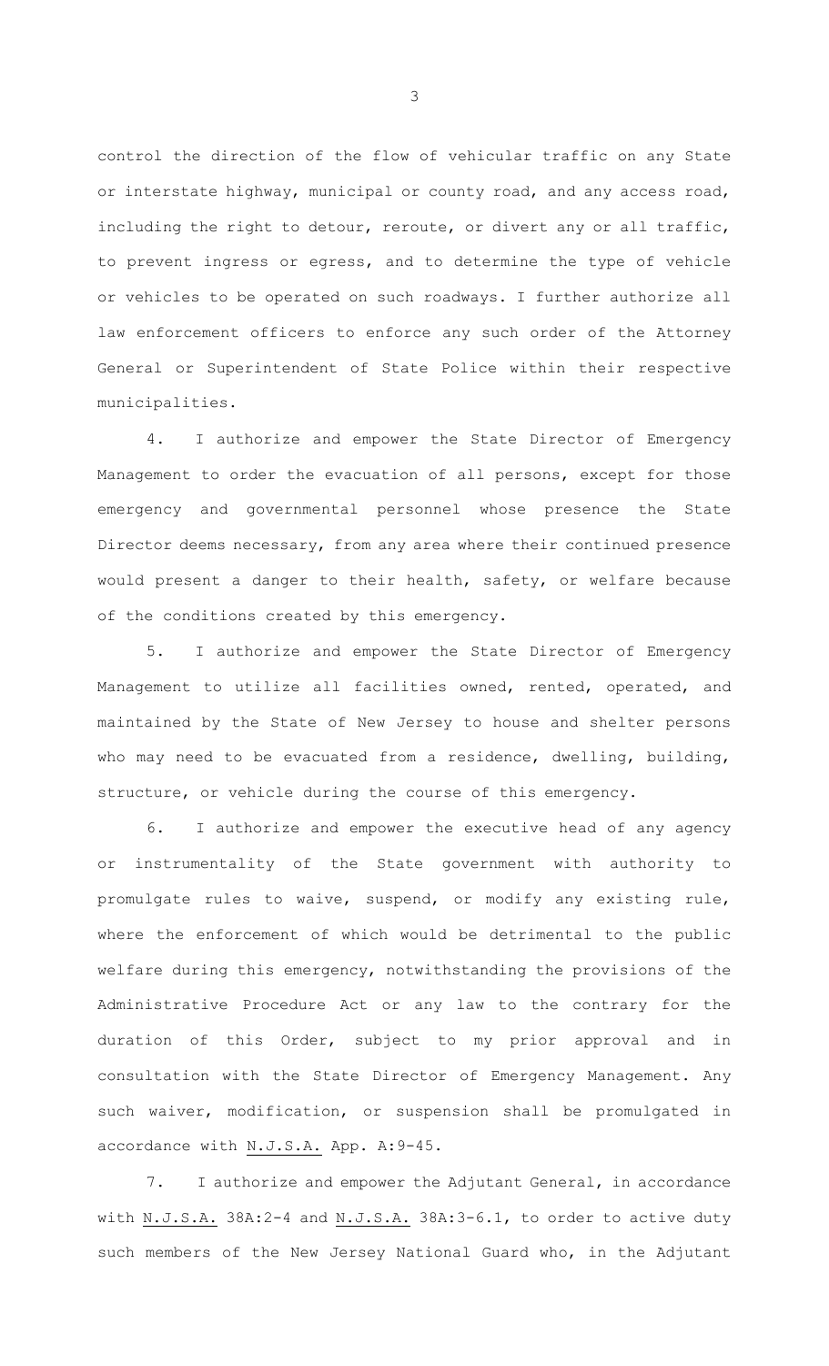control the direction of the flow of vehicular traffic on any State or interstate highway, municipal or county road, and any access road, including the right to detour, reroute, or divert any or all traffic, to prevent ingress or egress, and to determine the type of vehicle or vehicles to be operated on such roadways. I further authorize all law enforcement officers to enforce any such order of the Attorney General or Superintendent of State Police within their respective municipalities.

4. I authorize and empower the State Director of Emergency Management to order the evacuation of all persons, except for those emergency and governmental personnel whose presence the State Director deems necessary, from any area where their continued presence would present a danger to their health, safety, or welfare because of the conditions created by this emergency.

5. I authorize and empower the State Director of Emergency Management to utilize all facilities owned, rented, operated, and maintained by the State of New Jersey to house and shelter persons who may need to be evacuated from a residence, dwelling, building, structure, or vehicle during the course of this emergency.

6. I authorize and empower the executive head of any agency or instrumentality of the State government with authority to promulgate rules to waive, suspend, or modify any existing rule, where the enforcement of which would be detrimental to the public welfare during this emergency, notwithstanding the provisions of the Administrative Procedure Act or any law to the contrary for the duration of this Order, subject to my prior approval and in consultation with the State Director of Emergency Management. Any such waiver, modification, or suspension shall be promulgated in accordance with N.J.S.A. App. A:9-45.

7. I authorize and empower the Adjutant General, in accordance with N.J.S.A. 38A:2-4 and N.J.S.A. 38A:3-6.1, to order to active duty such members of the New Jersey National Guard who, in the Adjutant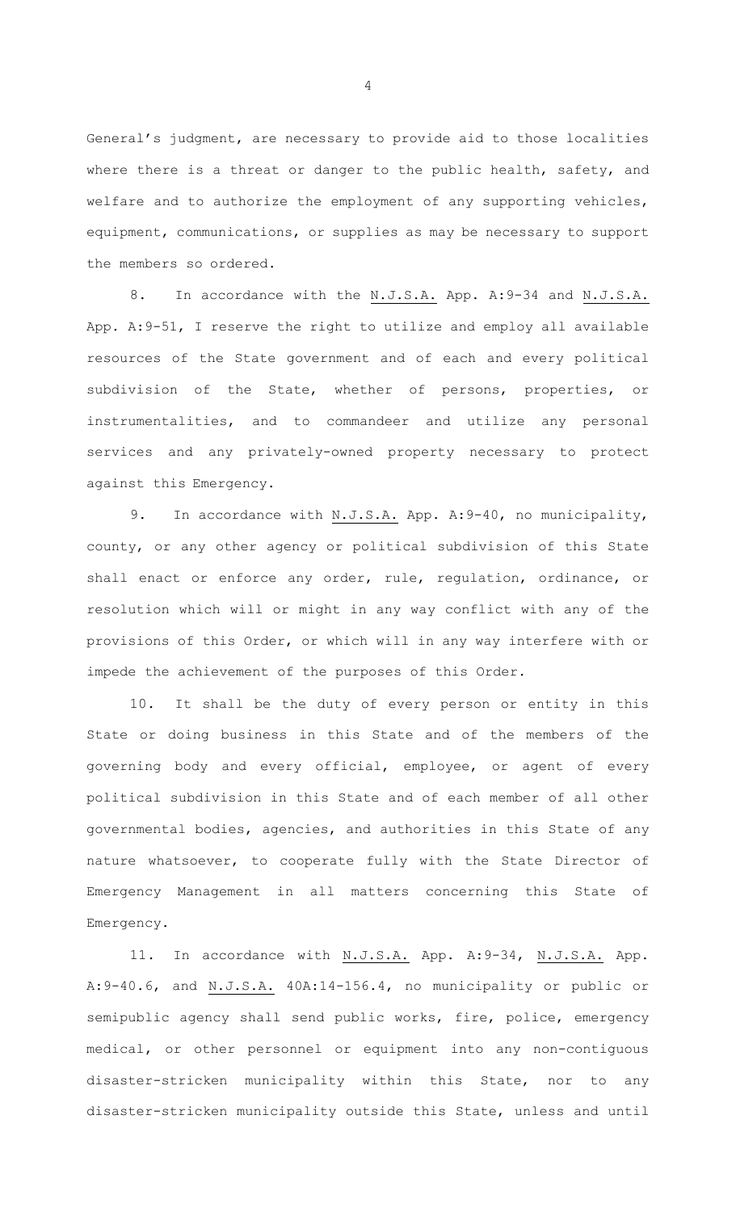General's judgment, are necessary to provide aid to those localities where there is a threat or danger to the public health, safety, and welfare and to authorize the employment of any supporting vehicles, equipment, communications, or supplies as may be necessary to support the members so ordered.

8. In accordance with the N.J.S.A. App. A:9-34 and N.J.S.A. App. A:9-51, I reserve the right to utilize and employ all available resources of the State government and of each and every political subdivision of the State, whether of persons, properties, or instrumentalities, and to commandeer and utilize any personal services and any privately-owned property necessary to protect against this Emergency.

9. In accordance with N.J.S.A. App. A:9-40, no municipality, county, or any other agency or political subdivision of this State shall enact or enforce any order, rule, regulation, ordinance, or resolution which will or might in any way conflict with any of the provisions of this Order, or which will in any way interfere with or impede the achievement of the purposes of this Order.

10. It shall be the duty of every person or entity in this State or doing business in this State and of the members of the governing body and every official, employee, or agent of every political subdivision in this State and of each member of all other governmental bodies, agencies, and authorities in this State of any nature whatsoever, to cooperate fully with the State Director of Emergency Management in all matters concerning this State of Emergency.

11. In accordance with N.J.S.A. App. A:9-34, N.J.S.A. App. A:9-40.6, and N.J.S.A. 40A:14-156.4, no municipality or public or semipublic agency shall send public works, fire, police, emergency medical, or other personnel or equipment into any non-contiguous disaster-stricken municipality within this State, nor to any disaster-stricken municipality outside this State, unless and until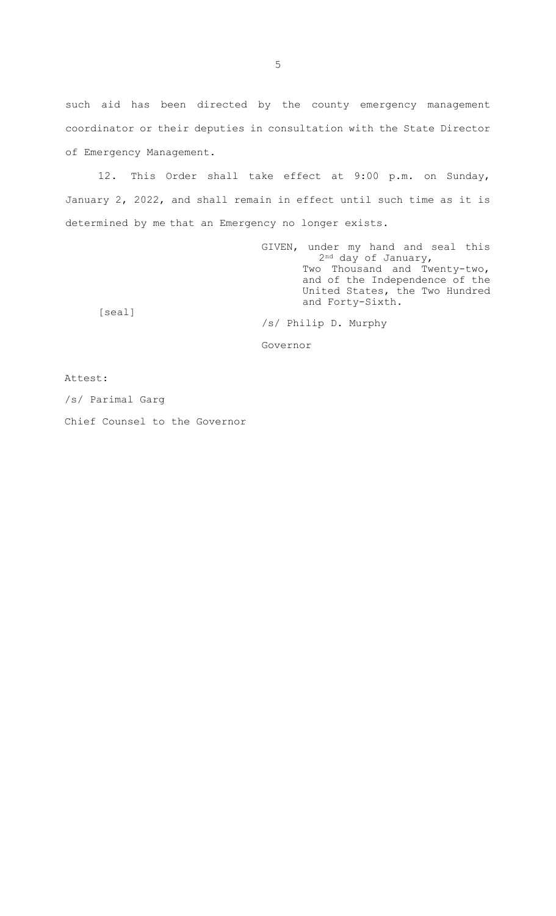such aid has been directed by the county emergency management coordinator or their deputies in consultation with the State Director of Emergency Management.

12. This Order shall take effect at 9:00 p.m. on Sunday, January 2, 2022, and shall remain in effect until such time as it is determined by me that an Emergency no longer exists.

GIVEN, under my hand and seal this 2nd day of January, Two Thousand and Twenty-two, and of the Independence of the United States, the Two Hundred and Forty-Sixth.

[seal]

/s/ Philip D. Murphy

Governor

Attest:

/s/ Parimal Garg

Chief Counsel to the Governor